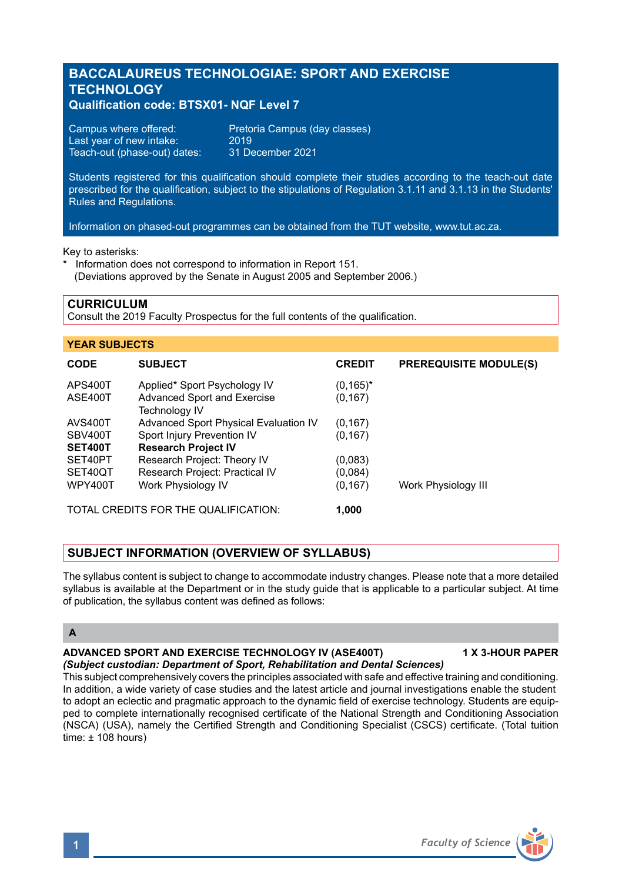# BACCALAUREUS TECHNOLOGIAE: SPORT AND EXERCISE TECHNOLOGY

**Qualification code: BTSX01- NQF Level 7**

Campus where offered: Pretoria Campus (day classes)
Last year of new intake: 2019
Teach-out (phase-out) dates: 31 December 2021

Students registered for this qualification should complete their studies according to the teach-out date prescribed for the qualification, subject to the stipulations of Regulation 3.1.11 and 3.1.13 in the Students' Rules and Regulations.

Information on phased-out programmes can be obtained from the TUT website, www.tut.ac.za.

Key to asterisks:
* Information does not correspond to information in Report 151.
(Deviations approved by the Senate in August 2005 and September 2006.)

## CURRICULUM

Consult the 2019 Faculty Prospectus for the full contents of the qualification.

### YEAR SUBJECTS

| CODE | SUBJECT | CREDIT | PREREQUISITE MODULE(S) |
|---|---|---|---|
| APS400T | Applied* Sport Psychology IV | (0,165)* | |
| ASE400T | Advanced Sport and Exercise Technology IV | (0,167) | |
| AVS400T | Advanced Sport Physical Evaluation IV | (0,167) | |
| SBV400T | Sport Injury Prevention IV | (0,167) | |
| **SET400T** | **Research Project IV** | | |
| SET40PT | Research Project: Theory IV | (0,083) | |
| SET40QT | Research Project: Practical IV | (0,084) | |
| WPY400T | Work Physiology IV | (0,167) | Work Physiology III |

TOTAL CREDITS FOR THE QUALIFICATION: **1,000**

## SUBJECT INFORMATION (OVERVIEW OF SYLLABUS)

The syllabus content is subject to change to accommodate industry changes. Please note that a more detailed syllabus is available at the Department or in the study guide that is applicable to a particular subject. At time of publication, the syllabus content was defined as follows:

### A

**ADVANCED SPORT AND EXERCISE TECHNOLOGY IV (ASE400T)** **1 X 3-HOUR PAPER**
***(Subject custodian: Department of Sport, Rehabilitation and Dental Sciences)***
This subject comprehensively covers the principles associated with safe and effective training and conditioning. In addition, a wide variety of case studies and the latest article and journal investigations enable the student to adopt an eclectic and pragmatic approach to the dynamic field of exercise technology. Students are equipped to complete internationally recognised certificate of the National Strength and Conditioning Association (NSCA) (USA), namely the Certified Strength and Conditioning Specialist (CSCS) certificate. (Total tuition time: ± 108 hours)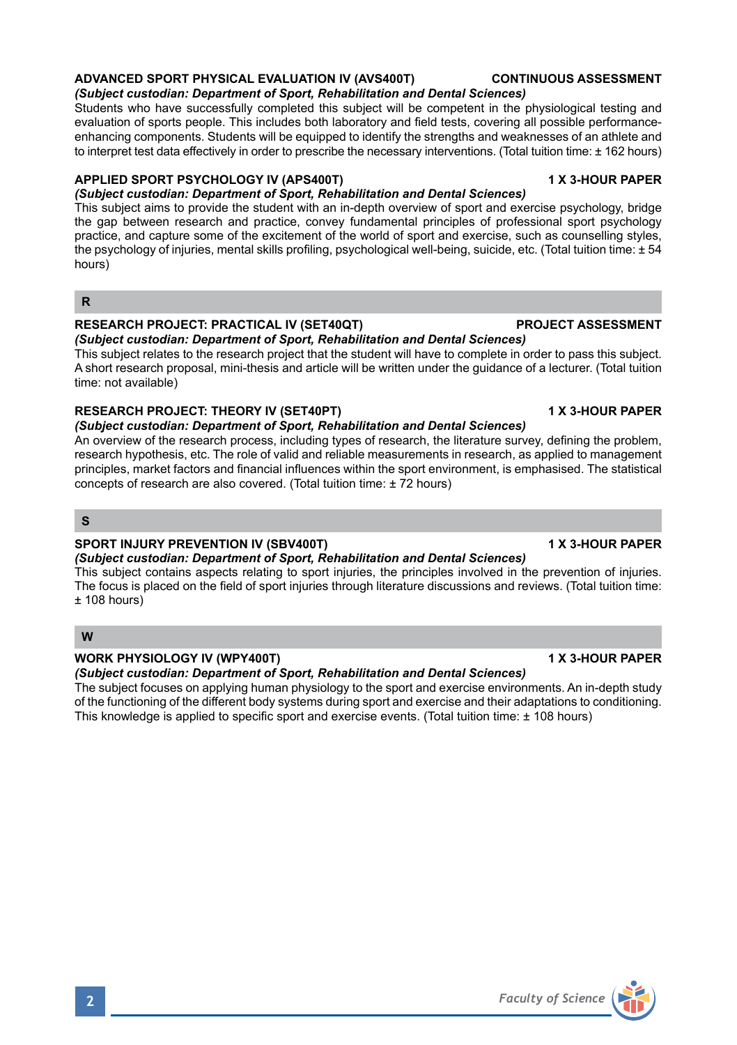**ADVANCED SPORT PHYSICAL EVALUATION IV (AVS400T) CONTINUOUS ASSESSMENT**
***(Subject custodian: Department of Sport, Rehabilitation and Dental Sciences)***
Students who have successfully completed this subject will be competent in the physiological testing and evaluation of sports people. This includes both laboratory and field tests, covering all possible performance-enhancing components. Students will be equipped to identify the strengths and weaknesses of an athlete and to interpret test data effectively in order to prescribe the necessary interventions. (Total tuition time: ± 162 hours)

**APPLIED SPORT PSYCHOLOGY IV (APS400T) 1 X 3-HOUR PAPER**
***(Subject custodian: Department of Sport, Rehabilitation and Dental Sciences)***
This subject aims to provide the student with an in-depth overview of sport and exercise psychology, bridge the gap between research and practice, convey fundamental principles of professional sport psychology practice, and capture some of the excitement of the world of sport and exercise, such as counselling styles, the psychology of injuries, mental skills profiling, psychological well-being, suicide, etc. (Total tuition time: ± 54 hours)

## R

**RESEARCH PROJECT: PRACTICAL IV (SET40QT) PROJECT ASSESSMENT**
***(Subject custodian: Department of Sport, Rehabilitation and Dental Sciences)***
This subject relates to the research project that the student will have to complete in order to pass this subject. A short research proposal, mini-thesis and article will be written under the guidance of a lecturer. (Total tuition time: not available)

**RESEARCH PROJECT: THEORY IV (SET40PT) 1 X 3-HOUR PAPER**
***(Subject custodian: Department of Sport, Rehabilitation and Dental Sciences)***
An overview of the research process, including types of research, the literature survey, defining the problem, research hypothesis, etc. The role of valid and reliable measurements in research, as applied to management principles, market factors and financial influences within the sport environment, is emphasised. The statistical concepts of research are also covered. (Total tuition time: ± 72 hours)

## S

**SPORT INJURY PREVENTION IV (SBV400T) 1 X 3-HOUR PAPER**
***(Subject custodian: Department of Sport, Rehabilitation and Dental Sciences)***
This subject contains aspects relating to sport injuries, the principles involved in the prevention of injuries. The focus is placed on the field of sport injuries through literature discussions and reviews. (Total tuition time: ± 108 hours)

## W

**WORK PHYSIOLOGY IV (WPY400T) 1 X 3-HOUR PAPER**
***(Subject custodian: Department of Sport, Rehabilitation and Dental Sciences)***
The subject focuses on applying human physiology to the sport and exercise environments. An in-depth study of the functioning of the different body systems during sport and exercise and their adaptations to conditioning. This knowledge is applied to specific sport and exercise events. (Total tuition time: ± 108 hours)